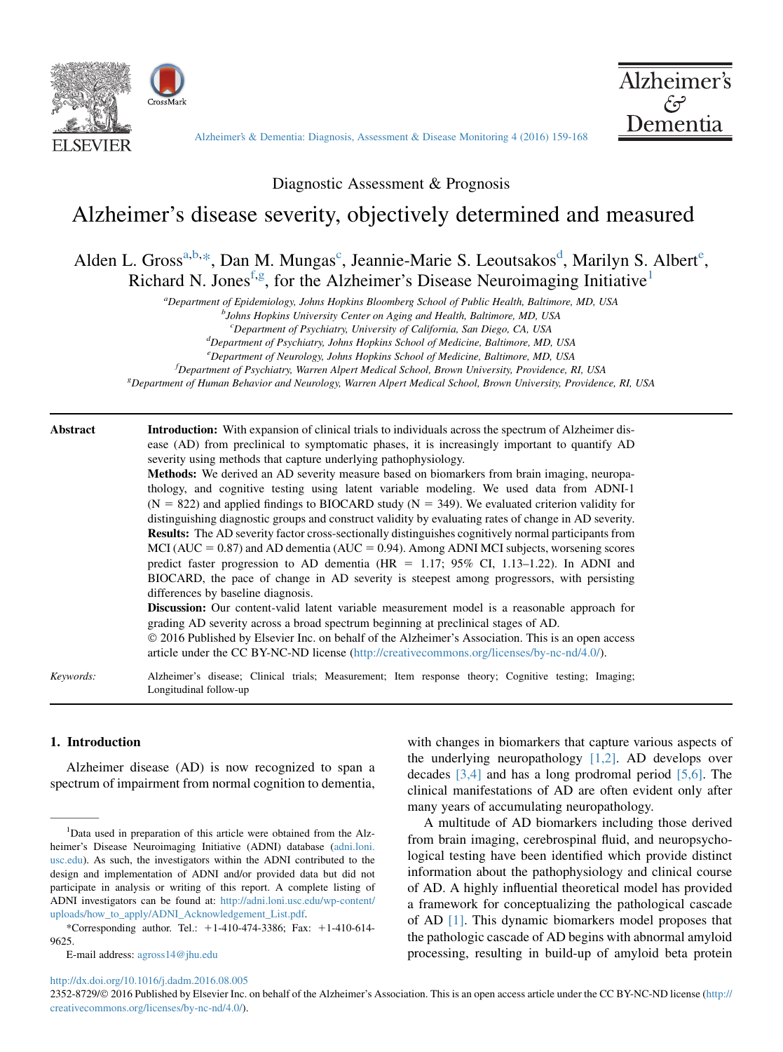Diagnostic Assessment & Prognosis

# Alzheimer's disease severity, objectively determined and measured

Alden L. Gross[a,b,*], Dan M. Mungas[c], Jeannie-Marie S. Leoutsakos[d], Marilyn S. Albert[e], Richard N. Jones[f,g], for the Alzheimer's Disease Neuroimaging Initiative[1]

[a]Department of Epidemiology, Johns Hopkins Bloomberg School of Public Health, Baltimore, MD, USA
[b]Johns Hopkins University Center on Aging and Health, Baltimore, MD, USA
[c]Department of Psychiatry, University of California, San Diego, CA, USA
[d]Department of Psychiatry, Johns Hopkins School of Medicine, Baltimore, MD, USA
[e]Department of Neurology, Johns Hopkins School of Medicine, Baltimore, MD, USA
[f]Department of Psychiatry, Warren Alpert Medical School, Brown University, Providence, RI, USA
[g]Department of Human Behavior and Neurology, Warren Alpert Medical School, Brown University, Providence, RI, USA

**Abstract**

**Introduction:** With expansion of clinical trials to individuals across the spectrum of Alzheimer disease (AD) from preclinical to symptomatic phases, it is increasingly important to quantify AD severity using methods that capture underlying pathophysiology.

**Methods:** We derived an AD severity measure based on biomarkers from brain imaging, neuropathology, and cognitive testing using latent variable modeling. We used data from ADNI-1 (N = 822) and applied findings to BIOCARD study (N = 349). We evaluated criterion validity for distinguishing diagnostic groups and construct validity by evaluating rates of change in AD severity.

**Results:** The AD severity factor cross-sectionally distinguishes cognitively normal participants from MCI (AUC = 0.87) and AD dementia (AUC = 0.94). Among ADNI MCI subjects, worsening scores predict faster progression to AD dementia (HR = 1.17; 95% CI, 1.13–1.22). In ADNI and BIOCARD, the pace of change in AD severity is steepest among progressors, with persisting differences by baseline diagnosis.

**Discussion:** Our content-valid latent variable measurement model is a reasonable approach for grading AD severity across a broad spectrum beginning at preclinical stages of AD.

© 2016 Published by Elsevier Inc. on behalf of the Alzheimer's Association. This is an open access article under the CC BY-NC-ND license (http://creativecommons.org/licenses/by-nc-nd/4.0/).

*Keywords:* Alzheimer's disease; Clinical trials; Measurement; Item response theory; Cognitive testing; Imaging; Longitudinal follow-up

## 1. Introduction

Alzheimer disease (AD) is now recognized to span a spectrum of impairment from normal cognition to dementia, with changes in biomarkers that capture various aspects of the underlying neuropathology [1,2]. AD develops over decades [3,4] and has a long prodromal period [5,6]. The clinical manifestations of AD are often evident only after many years of accumulating neuropathology.

A multitude of AD biomarkers including those derived from brain imaging, cerebrospinal fluid, and neuropsychological testing have been identified which provide distinct information about the pathophysiology and clinical course of AD. A highly influential theoretical model has provided a framework for conceptualizing the pathological cascade of AD [1]. This dynamic biomarkers model proposes that the pathologic cascade of AD begins with abnormal amyloid processing, resulting in build-up of amyloid beta protein

---

[1]Data used in preparation of this article were obtained from the Alzheimer's Disease Neuroimaging Initiative (ADNI) database (adni.loni.usc.edu). As such, the investigators within the ADNI contributed to the design and implementation of ADNI and/or provided data but did not participate in analysis or writing of this report. A complete listing of ADNI investigators can be found at: http://adni.loni.usc.edu/wp-content/uploads/how_to_apply/ADNI_Acknowledgement_List.pdf.

*Corresponding author. Tel.: +1-410-474-3386; Fax: +1-410-614-9625.

E-mail address: agross14@jhu.edu

http://dx.doi.org/10.1016/j.dadm.2016.08.005

2352-8729/© 2016 Published by Elsevier Inc. on behalf of the Alzheimer's Association. This is an open access article under the CC BY-NC-ND license (http://creativecommons.org/licenses/by-nc-nd/4.0/).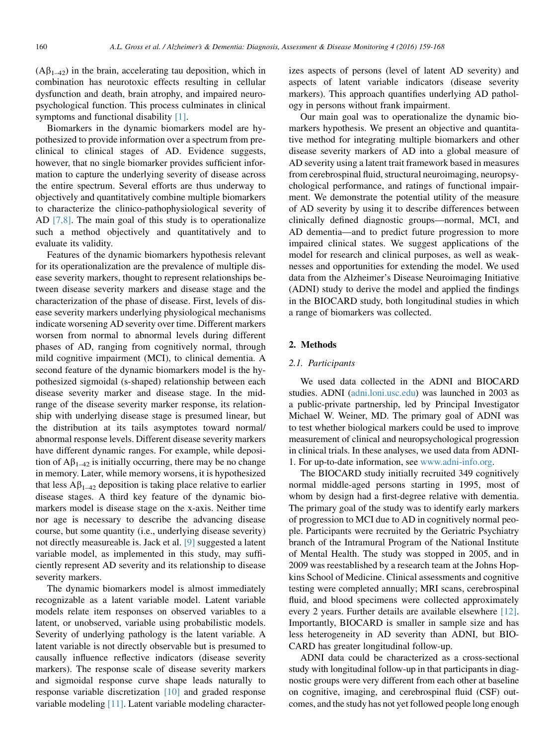($A\beta_{1-42}$) in the brain, accelerating tau deposition, which in combination has neurotoxic effects resulting in cellular dysfunction and death, brain atrophy, and impaired neuropsychological function. This process culminates in clinical symptoms and functional disability [1].

Biomarkers in the dynamic biomarkers model are hypothesized to provide information over a spectrum from preclinical to clinical stages of AD. Evidence suggests, however, that no single biomarker provides sufficient information to capture the underlying severity of disease across the entire spectrum. Several efforts are thus underway to objectively and quantitatively combine multiple biomarkers to characterize the clinico-pathophysiological severity of AD [7,8]. The main goal of this study is to operationalize such a method objectively and quantitatively and to evaluate its validity.

Features of the dynamic biomarkers hypothesis relevant for its operationalization are the prevalence of multiple disease severity markers, thought to represent relationships between disease severity markers and disease stage and the characterization of the phase of disease. First, levels of disease severity markers underlying physiological mechanisms indicate worsening AD severity over time. Different markers worsen from normal to abnormal levels during different phases of AD, ranging from cognitively normal, through mild cognitive impairment (MCI), to clinical dementia. A second feature of the dynamic biomarkers model is the hypothesized sigmoidal (s-shaped) relationship between each disease severity marker and disease stage. In the midrange of the disease severity marker response, its relationship with underlying disease stage is presumed linear, but the distribution at its tails asymptotes toward normal/abnormal response levels. Different disease severity markers have different dynamic ranges. For example, while deposition of $A\beta_{1-42}$ is initially occurring, there may be no change in memory. Later, while memory worsens, it is hypothesized that less $A\beta_{1-42}$ deposition is taking place relative to earlier disease stages. A third key feature of the dynamic biomarkers model is disease stage on the x-axis. Neither time nor age is necessary to describe the advancing disease course, but some quantity (i.e., underlying disease severity) not directly measureable is. Jack et al. [9] suggested a latent variable model, as implemented in this study, may sufficiently represent AD severity and its relationship to disease severity markers.

The dynamic biomarkers model is almost immediately recognizable as a latent variable model. Latent variable models relate item responses on observed variables to a latent, or unobserved, variable using probabilistic models. Severity of underlying pathology is the latent variable. A latent variable is not directly observable but is presumed to causally influence reflective indicators (disease severity markers). The response scale of disease severity markers and sigmoidal response curve shape leads naturally to response variable discretization [10] and graded response variable modeling [11]. Latent variable modeling characterizes aspects of persons (level of latent AD severity) and aspects of latent variable indicators (disease severity markers). This approach quantifies underlying AD pathology in persons without frank impairment.

Our main goal was to operationalize the dynamic biomarkers hypothesis. We present an objective and quantitative method for integrating multiple biomarkers and other disease severity markers of AD into a global measure of AD severity using a latent trait framework based in measures from cerebrospinal fluid, structural neuroimaging, neuropsychological performance, and ratings of functional impairment. We demonstrate the potential utility of the measure of AD severity by using it to describe differences between clinically defined diagnostic groups—normal, MCI, and AD dementia—and to predict future progression to more impaired clinical states. We suggest applications of the model for research and clinical purposes, as well as weaknesses and opportunities for extending the model. We used data from the Alzheimer's Disease Neuroimaging Initiative (ADNI) study to derive the model and applied the findings in the BIOCARD study, both longitudinal studies in which a range of biomarkers was collected.

## 2. Methods

### 2.1. Participants

We used data collected in the ADNI and BIOCARD studies. ADNI (adni.loni.usc.edu) was launched in 2003 as a public-private partnership, led by Principal Investigator Michael W. Weiner, MD. The primary goal of ADNI was to test whether biological markers could be used to improve measurement of clinical and neuropsychological progression in clinical trials. In these analyses, we used data from ADNI-1. For up-to-date information, see www.adni-info.org.

The BIOCARD study initially recruited 349 cognitively normal middle-aged persons starting in 1995, most of whom by design had a first-degree relative with dementia. The primary goal of the study was to identify early markers of progression to MCI due to AD in cognitively normal people. Participants were recruited by the Geriatric Psychiatry branch of the Intramural Program of the National Institute of Mental Health. The study was stopped in 2005, and in 2009 was reestablished by a research team at the Johns Hopkins School of Medicine. Clinical assessments and cognitive testing were completed annually; MRI scans, cerebrospinal fluid, and blood specimens were collected approximately every 2 years. Further details are available elsewhere [12]. Importantly, BIOCARD is smaller in sample size and has less heterogeneity in AD severity than ADNI, but BIOCARD has greater longitudinal follow-up.

ADNI data could be characterized as a cross-sectional study with longitudinal follow-up in that participants in diagnostic groups were very different from each other at baseline on cognitive, imaging, and cerebrospinal fluid (CSF) outcomes, and the study has not yet followed people long enough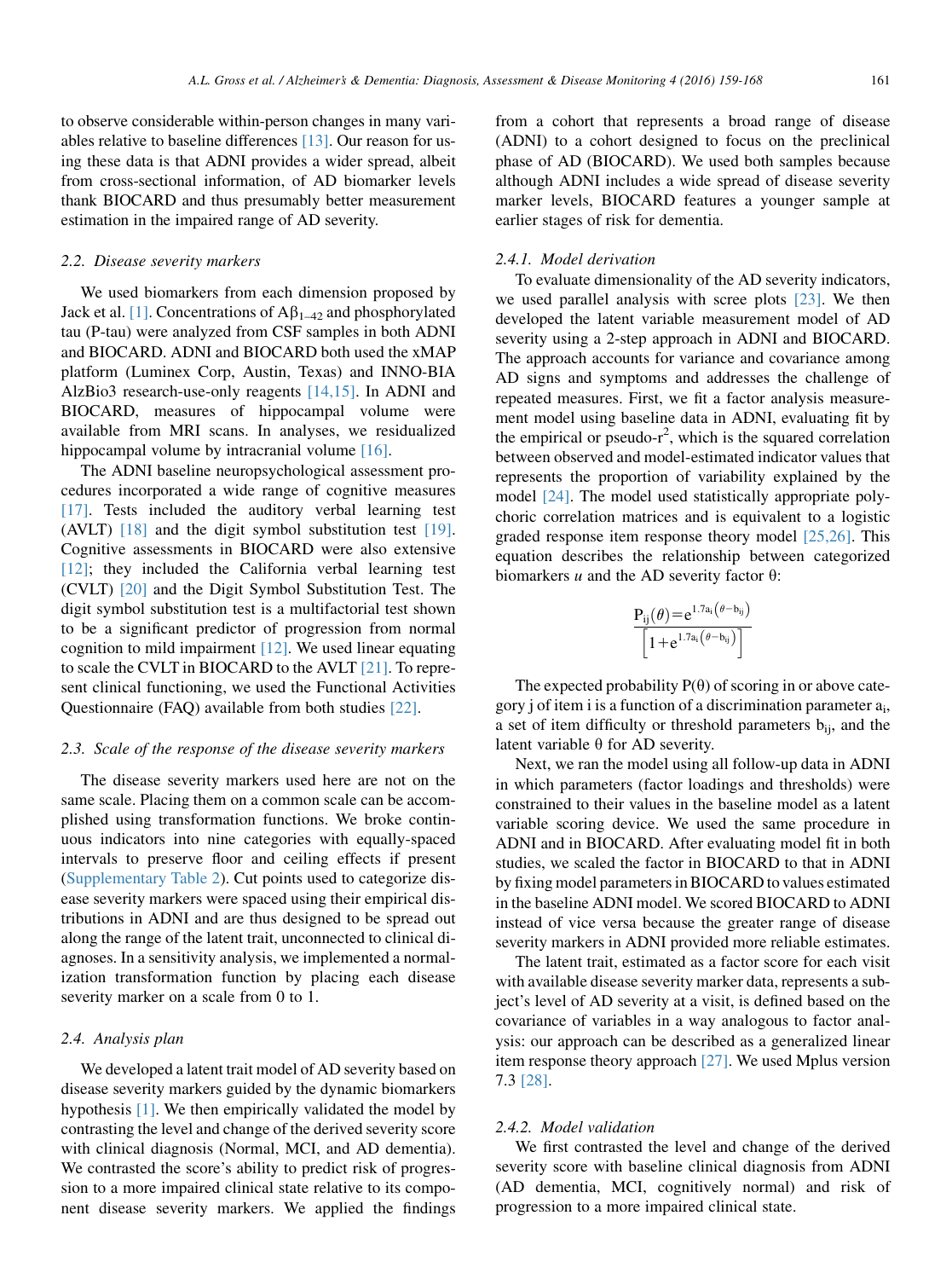to observe considerable within-person changes in many variables relative to baseline differences [13]. Our reason for using these data is that ADNI provides a wider spread, albeit from cross-sectional information, of AD biomarker levels thank BIOCARD and thus presumably better measurement estimation in the impaired range of AD severity.

### 2.2. Disease severity markers

We used biomarkers from each dimension proposed by Jack et al. [1]. Concentrations of $A\beta_{1-42}$ and phosphorylated tau (P-tau) were analyzed from CSF samples in both ADNI and BIOCARD. ADNI and BIOCARD both used the xMAP platform (Luminex Corp, Austin, Texas) and INNO-BIA AlzBio3 research-use-only reagents [14,15]. In ADNI and BIOCARD, measures of hippocampal volume were available from MRI scans. In analyses, we residualized hippocampal volume by intracranial volume [16].

The ADNI baseline neuropsychological assessment procedures incorporated a wide range of cognitive measures [17]. Tests included the auditory verbal learning test (AVLT) [18] and the digit symbol substitution test [19]. Cognitive assessments in BIOCARD were also extensive [12]; they included the California verbal learning test (CVLT) [20] and the Digit Symbol Substitution Test. The digit symbol substitution test is a multifactorial test shown to be a significant predictor of progression from normal cognition to mild impairment [12]. We used linear equating to scale the CVLT in BIOCARD to the AVLT [21]. To represent clinical functioning, we used the Functional Activities Questionnaire (FAQ) available from both studies [22].

### 2.3. Scale of the response of the disease severity markers

The disease severity markers used here are not on the same scale. Placing them on a common scale can be accomplished using transformation functions. We broke continuous indicators into nine categories with equally-spaced intervals to preserve floor and ceiling effects if present (Supplementary Table 2). Cut points used to categorize disease severity markers were spaced using their empirical distributions in ADNI and are thus designed to be spread out along the range of the latent trait, unconnected to clinical diagnoses. In a sensitivity analysis, we implemented a normalization transformation function by placing each disease severity marker on a scale from 0 to 1.

### 2.4. Analysis plan

We developed a latent trait model of AD severity based on disease severity markers guided by the dynamic biomarkers hypothesis [1]. We then empirically validated the model by contrasting the level and change of the derived severity score with clinical diagnosis (Normal, MCI, and AD dementia). We contrasted the score's ability to predict risk of progression to a more impaired clinical state relative to its component disease severity markers. We applied the findings from a cohort that represents a broad range of disease (ADNI) to a cohort designed to focus on the preclinical phase of AD (BIOCARD). We used both samples because although ADNI includes a wide spread of disease severity marker levels, BIOCARD features a younger sample at earlier stages of risk for dementia.

#### 2.4.1. Model derivation

To evaluate dimensionality of the AD severity indicators, we used parallel analysis with scree plots [23]. We then developed the latent variable measurement model of AD severity using a 2-step approach in ADNI and BIOCARD. The approach accounts for variance and covariance among AD signs and symptoms and addresses the challenge of repeated measures. First, we fit a factor analysis measurement model using baseline data in ADNI, evaluating fit by the empirical or pseudo-$r^2$, which is the squared correlation between observed and model-estimated indicator values that represents the proportion of variability explained by the model [24]. The model used statistically appropriate polychoric correlation matrices and is equivalent to a logistic graded response item response theory model [25,26]. This equation describes the relationship between categorized biomarkers $u$ and the AD severity factor θ:

$$P_{ij}(\theta) = \frac{e^{1.7a_i(\theta - b_{ij})}}{\left[1 + e^{1.7a_i(\theta - b_{ij})}\right]}$$

The expected probability P(θ) of scoring in or above category j of item i is a function of a discrimination parameter $a_i$, a set of item difficulty or threshold parameters $b_{ij}$, and the latent variable θ for AD severity.

Next, we ran the model using all follow-up data in ADNI in which parameters (factor loadings and thresholds) were constrained to their values in the baseline model as a latent variable scoring device. We used the same procedure in ADNI and in BIOCARD. After evaluating model fit in both studies, we scaled the factor in BIOCARD to that in ADNI by fixing model parameters in BIOCARD to values estimated in the baseline ADNI model. We scored BIOCARD to ADNI instead of vice versa because the greater range of disease severity markers in ADNI provided more reliable estimates.

The latent trait, estimated as a factor score for each visit with available disease severity marker data, represents a subject's level of AD severity at a visit, is defined based on the covariance of variables in a way analogous to factor analysis: our approach can be described as a generalized linear item response theory approach [27]. We used Mplus version 7.3 [28].

#### 2.4.2. Model validation

We first contrasted the level and change of the derived severity score with baseline clinical diagnosis from ADNI (AD dementia, MCI, cognitively normal) and risk of progression to a more impaired clinical state.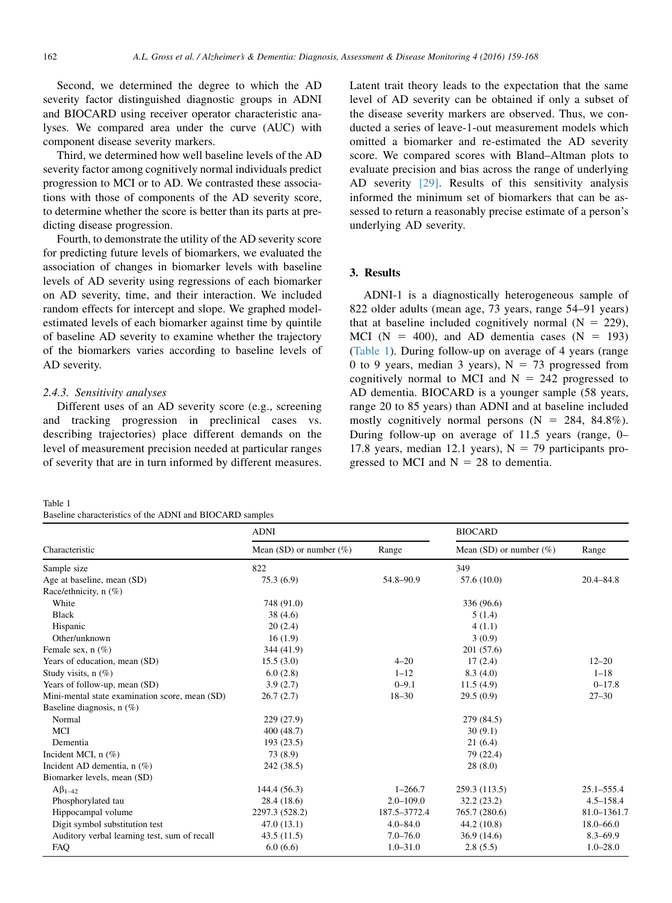Second, we determined the degree to which the AD severity factor distinguished diagnostic groups in ADNI and BIOCARD using receiver operator characteristic analyses. We compared area under the curve (AUC) with component disease severity markers.

Third, we determined how well baseline levels of the AD severity factor among cognitively normal individuals predict progression to MCI or to AD. We contrasted these associations with those of components of the AD severity score, to determine whether the score is better than its parts at predicting disease progression.

Fourth, to demonstrate the utility of the AD severity score for predicting future levels of biomarkers, we evaluated the association of changes in biomarker levels with baseline levels of AD severity using regressions of each biomarker on AD severity, time, and their interaction. We included random effects for intercept and slope. We graphed model-estimated levels of each biomarker against time by quintile of baseline AD severity to examine whether the trajectory of the biomarkers varies according to baseline levels of AD severity.

#### 2.4.3. Sensitivity analyses

Different uses of an AD severity score (e.g., screening and tracking progression in preclinical cases vs. describing trajectories) place different demands on the level of measurement precision needed at particular ranges of severity that are in turn informed by different measures. Latent trait theory leads to the expectation that the same level of AD severity can be obtained if only a subset of the disease severity markers are observed. Thus, we conducted a series of leave-1-out measurement models which omitted a biomarker and re-estimated the AD severity score. We compared scores with Bland–Altman plots to evaluate precision and bias across the range of underlying AD severity [29]. Results of this sensitivity analysis informed the minimum set of biomarkers that can be assessed to return a reasonably precise estimate of a person's underlying AD severity.

## 3. Results

ADNI-1 is a diagnostically heterogeneous sample of 822 older adults (mean age, 73 years, range 54–91 years) that at baseline included cognitively normal (N = 229), MCI (N = 400), and AD dementia cases (N = 193) (Table 1). During follow-up on average of 4 years (range 0 to 9 years, median 3 years), N = 73 progressed from cognitively normal to MCI and N = 242 progressed to AD dementia. BIOCARD is a younger sample (58 years, range 20 to 85 years) than ADNI and at baseline included mostly cognitively normal persons (N = 284, 84.8%). During follow-up on average of 11.5 years (range, 0–17.8 years, median 12.1 years), N = 79 participants progressed to MCI and N = 28 to dementia.

Table 1
Baseline characteristics of the ADNI and BIOCARD samples

| Characteristic | ADNI | | BIOCARD | |
|---|---|---|---|---|
| | Mean (SD) or number (%) | Range | Mean (SD) or number (%) | Range |
| Sample size | 822 | | 349 | |
| Age at baseline, mean (SD) | 75.3 (6.9) | 54.8–90.9 | 57.6 (10.0) | 20.4–84.8 |
| Race/ethnicity, n (%) | | | | |
| White | 748 (91.0) | | 336 (96.6) | |
| Black | 38 (4.6) | | 5 (1.4) | |
| Hispanic | 20 (2.4) | | 4 (1.1) | |
| Other/unknown | 16 (1.9) | | 3 (0.9) | |
| Female sex, n (%) | 344 (41.9) | | 201 (57.6) | |
| Years of education, mean (SD) | 15.5 (3.0) | 4–20 | 17 (2.4) | 12–20 |
| Study visits, n (%) | 6.0 (2.8) | 1–12 | 8.3 (4.0) | 1–18 |
| Years of follow-up, mean (SD) | 3.9 (2.7) | 0–9.1 | 11.5 (4.9) | 0–17.8 |
| Mini-mental state examination score, mean (SD) | 26.7 (2.7) | 18–30 | 29.5 (0.9) | 27–30 |
| Baseline diagnosis, n (%) | | | | |
| Normal | 229 (27.9) | | 279 (84.5) | |
| MCI | 400 (48.7) | | 30 (9.1) | |
| Dementia | 193 (23.5) | | 21 (6.4) | |
| Incident MCI, n (%) | 73 (8.9) | | 79 (22.4) | |
| Incident AD dementia, n (%) | 242 (38.5) | | 28 (8.0) | |
| Biomarker levels, mean (SD) | | | | |
| $A\beta_{1-42}$ | 144.4 (56.3) | 1–266.7 | 259.3 (113.5) | 25.1–555.4 |
| Phosphorylated tau | 28.4 (18.6) | 2.0–109.0 | 32.2 (23.2) | 4.5–158.4 |
| Hippocampal volume | 2297.3 (528.2) | 187.5–3772.4 | 765.7 (280.6) | 81.0–1361.7 |
| Digit symbol substitution test | 47.0 (13.1) | 4.0–84.0 | 44.2 (10.8) | 18.0–66.0 |
| Auditory verbal learning test, sum of recall | 43.5 (11.5) | 7.0–76.0 | 36.9 (14.6) | 8.3–69.9 |
| FAQ | 6.0 (6.6) | 1.0–31.0 | 2.8 (5.5) | 1.0–28.0 |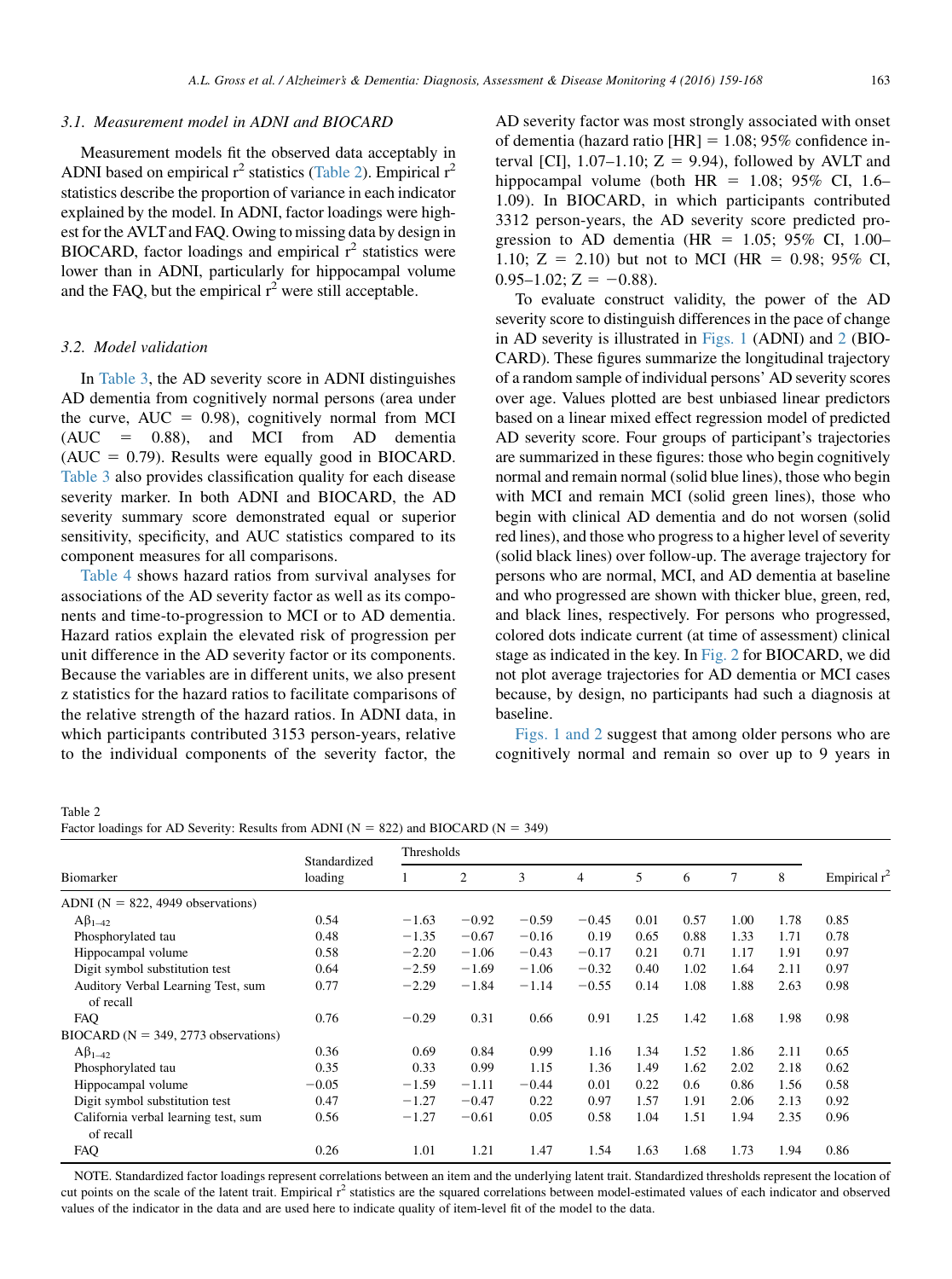### 3.1. Measurement model in ADNI and BIOCARD

Measurement models fit the observed data acceptably in ADNI based on empirical $r^2$ statistics (Table 2). Empirical $r^2$ statistics describe the proportion of variance in each indicator explained by the model. In ADNI, factor loadings were highest for the AVLT and FAQ. Owing to missing data by design in BIOCARD, factor loadings and empirical $r^2$ statistics were lower than in ADNI, particularly for hippocampal volume and the FAQ, but the empirical $r^2$ were still acceptable.

### 3.2. Model validation

In Table 3, the AD severity score in ADNI distinguishes AD dementia from cognitively normal persons (area under the curve, AUC = 0.98), cognitively normal from MCI (AUC = 0.88), and MCI from AD dementia (AUC = 0.79). Results were equally good in BIOCARD. Table 3 also provides classification quality for each disease severity marker. In both ADNI and BIOCARD, the AD severity summary score demonstrated equal or superior sensitivity, specificity, and AUC statistics compared to its component measures for all comparisons.

Table 4 shows hazard ratios from survival analyses for associations of the AD severity factor as well as its components and time-to-progression to MCI or to AD dementia. Hazard ratios explain the elevated risk of progression per unit difference in the AD severity factor or its components. Because the variables are in different units, we also present z statistics for the hazard ratios to facilitate comparisons of the relative strength of the hazard ratios. In ADNI data, in which participants contributed 3153 person-years, relative to the individual components of the severity factor, the AD severity factor was most strongly associated with onset of dementia (hazard ratio [HR] = 1.08; 95% confidence interval [CI], 1.07–1.10; Z = 9.94), followed by AVLT and hippocampal volume (both HR = 1.08; 95% CI, 1.6–1.09). In BIOCARD, in which participants contributed 3312 person-years, the AD severity score predicted progression to AD dementia (HR = 1.05; 95% CI, 1.00–1.10; Z = 2.10) but not to MCI (HR = 0.98; 95% CI, 0.95–1.02; Z = −0.88).

To evaluate construct validity, the power of the AD severity score to distinguish differences in the pace of change in AD severity is illustrated in Figs. 1 (ADNI) and 2 (BIOCARD). These figures summarize the longitudinal trajectory of a random sample of individual persons' AD severity scores over age. Values plotted are best unbiased linear predictors based on a linear mixed effect regression model of predicted AD severity score. Four groups of participant's trajectories are summarized in these figures: those who begin cognitively normal and remain normal (solid blue lines), those who begin with MCI and remain MCI (solid green lines), those who begin with clinical AD dementia and do not worsen (solid red lines), and those who progress to a higher level of severity (solid black lines) over follow-up. The average trajectory for persons who are normal, MCI, and AD dementia at baseline and who progressed are shown with thicker blue, green, red, and black lines, respectively. For persons who progressed, colored dots indicate current (at time of assessment) clinical stage as indicated in the key. In Fig. 2 for BIOCARD, we did not plot average trajectories for AD dementia or MCI cases because, by design, no participants had such a diagnosis at baseline.

Figs. 1 and 2 suggest that among older persons who are cognitively normal and remain so over up to 9 years in

Table 2
Factor loadings for AD Severity: Results from ADNI (N = 822) and BIOCARD (N = 349)

| Biomarker | Standardized loading | Thresholds | | | | | | | | Empirical $r^2$ |
|---|---|---|---|---|---|---|---|---|---|---|
| | | 1 | 2 | 3 | 4 | 5 | 6 | 7 | 8 | |
| ADNI (N = 822, 4949 observations) | | | | | | | | | | |
| $A\beta_{1-42}$ | 0.54 | −1.63 | −0.92 | −0.59 | −0.45 | 0.01 | 0.57 | 1.00 | 1.78 | 0.85 |
| Phosphorylated tau | 0.48 | −1.35 | −0.67 | −0.16 | 0.19 | 0.65 | 0.88 | 1.33 | 1.71 | 0.78 |
| Hippocampal volume | 0.58 | −2.20 | −1.06 | −0.43 | −0.17 | 0.21 | 0.71 | 1.17 | 1.91 | 0.97 |
| Digit symbol substitution test | 0.64 | −2.59 | −1.69 | −1.06 | −0.32 | 0.40 | 1.02 | 1.64 | 2.11 | 0.97 |
| Auditory Verbal Learning Test, sum of recall | 0.77 | −2.29 | −1.84 | −1.14 | −0.55 | 0.14 | 1.08 | 1.88 | 2.63 | 0.98 |
| FAQ | 0.76 | −0.29 | 0.31 | 0.66 | 0.91 | 1.25 | 1.42 | 1.68 | 1.98 | 0.98 |
| BIOCARD (N = 349, 2773 observations) | | | | | | | | | | |
| $A\beta_{1-42}$ | 0.36 | 0.69 | 0.84 | 0.99 | 1.16 | 1.34 | 1.52 | 1.86 | 2.11 | 0.65 |
| Phosphorylated tau | 0.35 | 0.33 | 0.99 | 1.15 | 1.36 | 1.49 | 1.62 | 2.02 | 2.18 | 0.62 |
| Hippocampal volume | −0.05 | −1.59 | −1.11 | −0.44 | 0.01 | 0.22 | 0.6 | 0.86 | 1.56 | 0.58 |
| Digit symbol substitution test | 0.47 | −1.27 | −0.47 | 0.22 | 0.97 | 1.57 | 1.91 | 2.06 | 2.13 | 0.92 |
| California verbal learning test, sum of recall | 0.56 | −1.27 | −0.61 | 0.05 | 0.58 | 1.04 | 1.51 | 1.94 | 2.35 | 0.96 |
| FAQ | 0.26 | 1.01 | 1.21 | 1.47 | 1.54 | 1.63 | 1.68 | 1.73 | 1.94 | 0.86 |

NOTE. Standardized factor loadings represent correlations between an item and the underlying latent trait. Standardized thresholds represent the location of cut points on the scale of the latent trait. Empirical $r^2$ statistics are the squared correlations between model-estimated values of each indicator and observed values of the indicator in the data and are used here to indicate quality of item-level fit of the model to the data.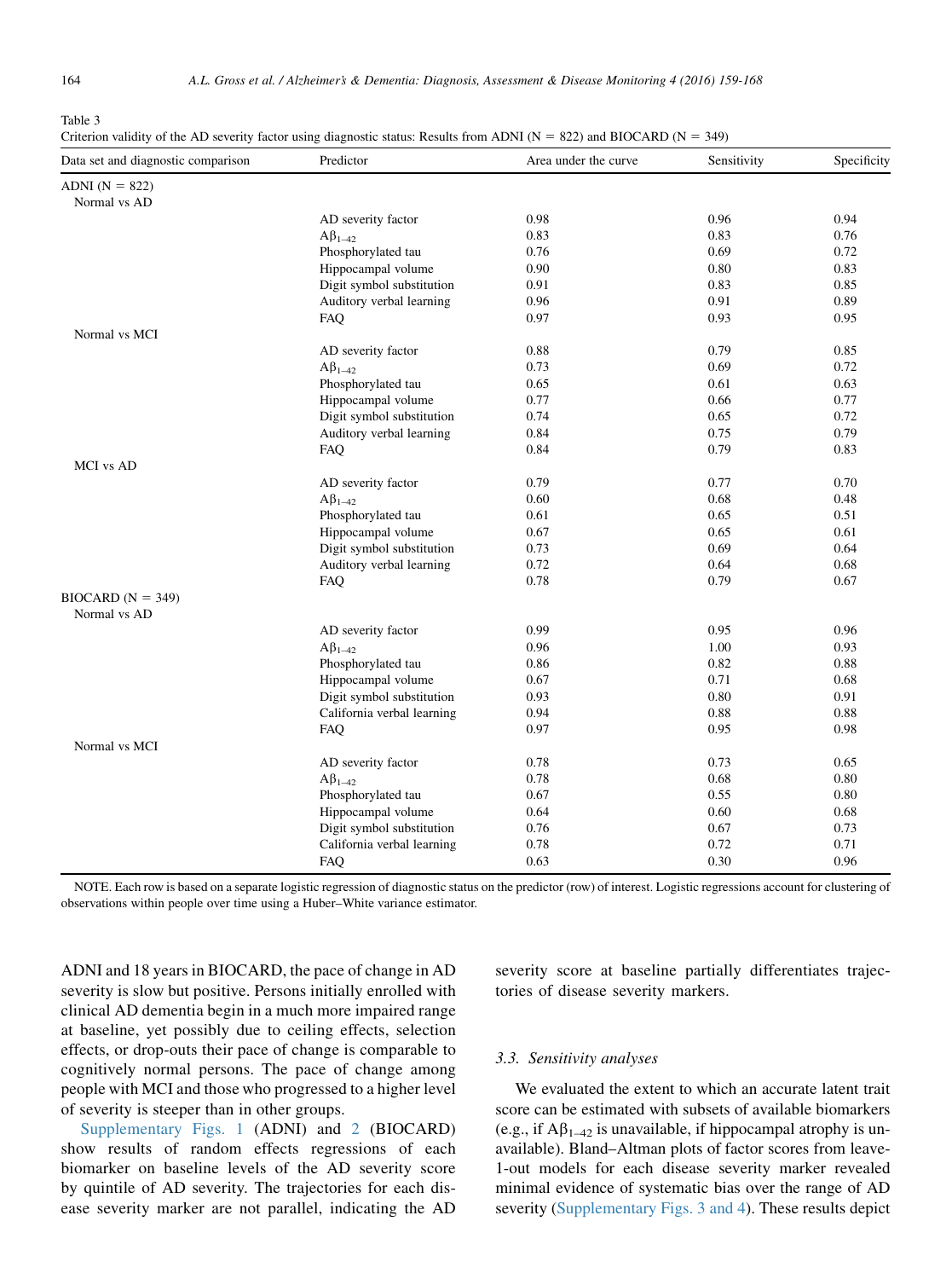Table 3
Criterion validity of the AD severity factor using diagnostic status: Results from ADNI (N = 822) and BIOCARD (N = 349)

| Data set and diagnostic comparison | Predictor | Area under the curve | Sensitivity | Specificity |
|---|---|---|---|---|
| ADNI (N = 822) | | | | |
| Normal vs AD | | | | |
| | AD severity factor | 0.98 | 0.96 | 0.94 |
| | $A\beta_{1-42}$ | 0.83 | 0.83 | 0.76 |
| | Phosphorylated tau | 0.76 | 0.69 | 0.72 |
| | Hippocampal volume | 0.90 | 0.80 | 0.83 |
| | Digit symbol substitution | 0.91 | 0.83 | 0.85 |
| | Auditory verbal learning | 0.96 | 0.91 | 0.89 |
| | FAQ | 0.97 | 0.93 | 0.95 |
| Normal vs MCI | | | | |
| | AD severity factor | 0.88 | 0.79 | 0.85 |
| | $A\beta_{1-42}$ | 0.73 | 0.69 | 0.72 |
| | Phosphorylated tau | 0.65 | 0.61 | 0.63 |
| | Hippocampal volume | 0.77 | 0.66 | 0.77 |
| | Digit symbol substitution | 0.74 | 0.65 | 0.72 |
| | Auditory verbal learning | 0.84 | 0.75 | 0.79 |
| | FAQ | 0.84 | 0.79 | 0.83 |
| MCI vs AD | | | | |
| | AD severity factor | 0.79 | 0.77 | 0.70 |
| | $A\beta_{1-42}$ | 0.60 | 0.68 | 0.48 |
| | Phosphorylated tau | 0.61 | 0.65 | 0.51 |
| | Hippocampal volume | 0.67 | 0.65 | 0.61 |
| | Digit symbol substitution | 0.73 | 0.69 | 0.64 |
| | Auditory verbal learning | 0.72 | 0.64 | 0.68 |
| | FAQ | 0.78 | 0.79 | 0.67 |
| BIOCARD (N = 349) | | | | |
| Normal vs AD | | | | |
| | AD severity factor | 0.99 | 0.95 | 0.96 |
| | $A\beta_{1-42}$ | 0.96 | 1.00 | 0.93 |
| | Phosphorylated tau | 0.86 | 0.82 | 0.88 |
| | Hippocampal volume | 0.67 | 0.71 | 0.68 |
| | Digit symbol substitution | 0.93 | 0.80 | 0.91 |
| | California verbal learning | 0.94 | 0.88 | 0.88 |
| | FAQ | 0.97 | 0.95 | 0.98 |
| Normal vs MCI | | | | |
| | AD severity factor | 0.78 | 0.73 | 0.65 |
| | $A\beta_{1-42}$ | 0.78 | 0.68 | 0.80 |
| | Phosphorylated tau | 0.67 | 0.55 | 0.80 |
| | Hippocampal volume | 0.64 | 0.60 | 0.68 |
| | Digit symbol substitution | 0.76 | 0.67 | 0.73 |
| | California verbal learning | 0.78 | 0.72 | 0.71 |
| | FAQ | 0.63 | 0.30 | 0.96 |

NOTE. Each row is based on a separate logistic regression of diagnostic status on the predictor (row) of interest. Logistic regressions account for clustering of observations within people over time using a Huber–White variance estimator.

ADNI and 18 years in BIOCARD, the pace of change in AD severity is slow but positive. Persons initially enrolled with clinical AD dementia begin in a much more impaired range at baseline, yet possibly due to ceiling effects, selection effects, or drop-outs their pace of change is comparable to cognitively normal persons. The pace of change among people with MCI and those who progressed to a higher level of severity is steeper than in other groups.

Supplementary Figs. 1 (ADNI) and 2 (BIOCARD) show results of random effects regressions of each biomarker on baseline levels of the AD severity score by quintile of AD severity. The trajectories for each disease severity marker are not parallel, indicating the AD severity score at baseline partially differentiates trajectories of disease severity markers.

### 3.3. Sensitivity analyses

We evaluated the extent to which an accurate latent trait score can be estimated with subsets of available biomarkers (e.g., if $A\beta_{1-42}$ is unavailable, if hippocampal atrophy is unavailable). Bland–Altman plots of factor scores from leave-1-out models for each disease severity marker revealed minimal evidence of systematic bias over the range of AD severity (Supplementary Figs. 3 and 4). These results depict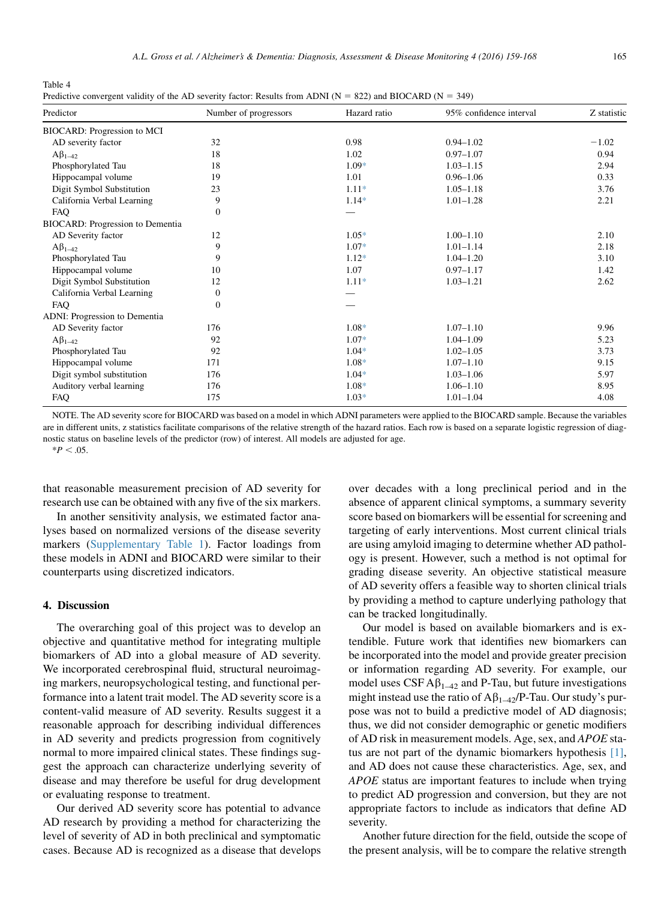Table 4
Predictive convergent validity of the AD severity factor: Results from ADNI (N = 822) and BIOCARD (N = 349)

| Predictor | Number of progressors | Hazard ratio | 95% confidence interval | Z statistic |
|---|---|---|---|---|
| BIOCARD: Progression to MCI | | | | |
| AD severity factor | 32 | 0.98 | 0.94–1.02 | −1.02 |
| $A\beta_{1-42}$ | 18 | 1.02 | 0.97–1.07 | 0.94 |
| Phosphorylated Tau | 18 | 1.09* | 1.03–1.15 | 2.94 |
| Hippocampal volume | 19 | 1.01 | 0.96–1.06 | 0.33 |
| Digit Symbol Substitution | 23 | 1.11* | 1.05–1.18 | 3.76 |
| California Verbal Learning | 9 | 1.14* | 1.01–1.28 | 2.21 |
| FAQ | 0 | — | | |
| BIOCARD: Progression to Dementia | | | | |
| AD Severity factor | 12 | 1.05* | 1.00–1.10 | 2.10 |
| $A\beta_{1-42}$ | 9 | 1.07* | 1.01–1.14 | 2.18 |
| Phosphorylated Tau | 9 | 1.12* | 1.04–1.20 | 3.10 |
| Hippocampal volume | 10 | 1.07 | 0.97–1.17 | 1.42 |
| Digit Symbol Substitution | 12 | 1.11* | 1.03–1.21 | 2.62 |
| California Verbal Learning | 0 | — | | |
| FAQ | 0 | — | | |
| ADNI: Progression to Dementia | | | | |
| AD Severity factor | 176 | 1.08* | 1.07–1.10 | 9.96 |
| $A\beta_{1-42}$ | 92 | 1.07* | 1.04–1.09 | 5.23 |
| Phosphorylated Tau | 92 | 1.04* | 1.02–1.05 | 3.73 |
| Hippocampal volume | 171 | 1.08* | 1.07–1.10 | 9.15 |
| Digit symbol substitution | 176 | 1.04* | 1.03–1.06 | 5.97 |
| Auditory verbal learning | 176 | 1.08* | 1.06–1.10 | 8.95 |
| FAQ | 175 | 1.03* | 1.01–1.04 | 4.08 |

NOTE. The AD severity score for BIOCARD was based on a model in which ADNI parameters were applied to the BIOCARD sample. Because the variables are in different units, z statistics facilitate comparisons of the relative strength of the hazard ratios. Each row is based on a separate logistic regression of diagnostic status on baseline levels of the predictor (row) of interest. All models are adjusted for age.

*$P < .05$.

that reasonable measurement precision of AD severity for research use can be obtained with any five of the six markers.

In another sensitivity analysis, we estimated factor analyses based on normalized versions of the disease severity markers (Supplementary Table 1). Factor loadings from these models in ADNI and BIOCARD were similar to their counterparts using discretized indicators.

## 4. Discussion

The overarching goal of this project was to develop an objective and quantitative method for integrating multiple biomarkers of AD into a global measure of AD severity. We incorporated cerebrospinal fluid, structural neuroimaging markers, neuropsychological testing, and functional performance into a latent trait model. The AD severity score is a content-valid measure of AD severity. Results suggest it a reasonable approach for describing individual differences in AD severity and predicts progression from cognitively normal to more impaired clinical states. These findings suggest the approach can characterize underlying severity of disease and may therefore be useful for drug development or evaluating response to treatment.

Our derived AD severity score has potential to advance AD research by providing a method for characterizing the level of severity of AD in both preclinical and symptomatic cases. Because AD is recognized as a disease that develops over decades with a long preclinical period and in the absence of apparent clinical symptoms, a summary severity score based on biomarkers will be essential for screening and targeting of early interventions. Most current clinical trials are using amyloid imaging to determine whether AD pathology is present. However, such a method is not optimal for grading disease severity. An objective statistical measure of AD severity offers a feasible way to shorten clinical trials by providing a method to capture underlying pathology that can be tracked longitudinally.

Our model is based on available biomarkers and is extendible. Future work that identifies new biomarkers can be incorporated into the model and provide greater precision or information regarding AD severity. For example, our model uses CSF $A\beta_{1-42}$ and P-Tau, but future investigations might instead use the ratio of $A\beta_{1-42}$/P-Tau. Our study's purpose was not to build a predictive model of AD diagnosis; thus, we did not consider demographic or genetic modifiers of AD risk in measurement models. Age, sex, and *APOE* status are not part of the dynamic biomarkers hypothesis [1], and AD does not cause these characteristics. Age, sex, and *APOE* status are important features to include when trying to predict AD progression and conversion, but they are not appropriate factors to include as indicators that define AD severity.

Another future direction for the field, outside the scope of the present analysis, will be to compare the relative strength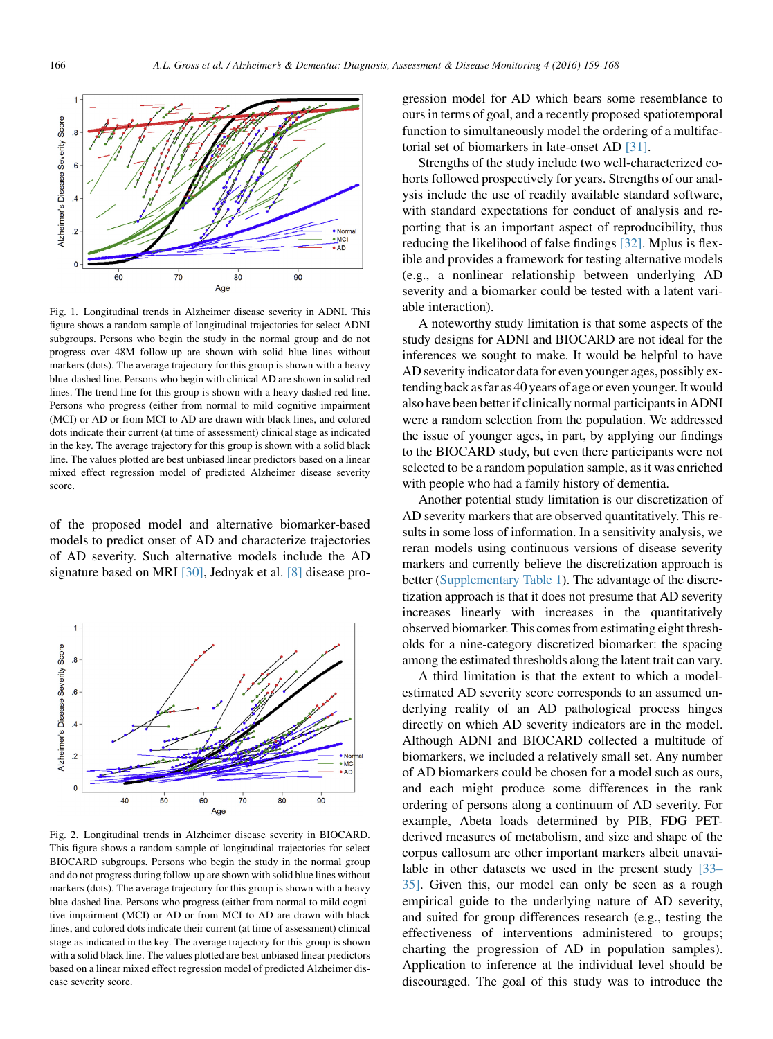Fig. 1. Longitudinal trends in Alzheimer disease severity in ADNI. This figure shows a random sample of longitudinal trajectories for select ADNI subgroups. Persons who begin the study in the normal group and do not progress over 48M follow-up are shown with solid blue lines without markers (dots). The average trajectory for this group is shown with a heavy blue-dashed line. Persons who begin with clinical AD are shown in solid red lines. The trend line for this group is shown with a heavy dashed red line. Persons who progress (either from normal to mild cognitive impairment (MCI) or AD or from MCI to AD are drawn with black lines, and colored dots indicate their current (at time of assessment) clinical stage as indicated in the key. The average trajectory for this group is shown with a solid black line. The values plotted are best unbiased linear predictors based on a linear mixed effect regression model of predicted Alzheimer disease severity score.

of the proposed model and alternative biomarker-based models to predict onset of AD and characterize trajectories of AD severity. Such alternative models include the AD signature based on MRI [30], Jednyak et al. [8] disease progression model for AD which bears some resemblance to ours in terms of goal, and a recently proposed spatiotemporal function to simultaneously model the ordering of a multifactorial set of biomarkers in late-onset AD [31].

Fig. 2. Longitudinal trends in Alzheimer disease severity in BIOCARD. This figure shows a random sample of longitudinal trajectories for select BIOCARD subgroups. Persons who begin the study in the normal group and do not progress during follow-up are shown with solid blue lines without markers (dots). The average trajectory for this group is shown with a heavy blue-dashed line. Persons who progress (either from normal to mild cognitive impairment (MCI) or AD or from MCI to AD are drawn with black lines, and colored dots indicate their current (at time of assessment) clinical stage as indicated in the key. The average trajectory for this group is shown with a solid black line. The values plotted are best unbiased linear predictors based on a linear mixed effect regression model of predicted Alzheimer disease severity score.

Strengths of the study include two well-characterized cohorts followed prospectively for years. Strengths of our analysis include the use of readily available standard software, with standard expectations for conduct of analysis and reporting that is an important aspect of reproducibility, thus reducing the likelihood of false findings [32]. Mplus is flexible and provides a framework for testing alternative models (e.g., a nonlinear relationship between underlying AD severity and a biomarker could be tested with a latent variable interaction).

A noteworthy study limitation is that some aspects of the study designs for ADNI and BIOCARD are not ideal for the inferences we sought to make. It would be helpful to have AD severity indicator data for even younger ages, possibly extending back as far as 40 years of age or even younger. It would also have been better if clinically normal participants in ADNI were a random selection from the population. We addressed the issue of younger ages, in part, by applying our findings to the BIOCARD study, but even there participants were not selected to be a random population sample, as it was enriched with people who had a family history of dementia.

Another potential study limitation is our discretization of AD severity markers that are observed quantitatively. This results in some loss of information. In a sensitivity analysis, we reran models using continuous versions of disease severity markers and currently believe the discretization approach is better (Supplementary Table 1). The advantage of the discretization approach is that it does not presume that AD severity increases linearly with increases in the quantitatively observed biomarker. This comes from estimating eight thresholds for a nine-category discretized biomarker: the spacing among the estimated thresholds along the latent trait can vary.

A third limitation is that the extent to which a model-estimated AD severity score corresponds to an assumed underlying reality of an AD pathological process hinges directly on which AD severity indicators are in the model. Although ADNI and BIOCARD collected a multitude of biomarkers, we included a relatively small set. Any number of AD biomarkers could be chosen for a model such as ours, and each might produce some differences in the rank ordering of persons along a continuum of AD severity. For example, Abeta loads determined by PIB, FDG PET-derived measures of metabolism, and size and shape of the corpus callosum are other important markers albeit unavailable in other datasets we used in the present study [33–35]. Given this, our model can only be seen as a rough empirical guide to the underlying nature of AD severity, and suited for group differences research (e.g., testing the effectiveness of interventions administered to groups; charting the progression of AD in population samples). Application to inference at the individual level should be discouraged. The goal of this study was to introduce the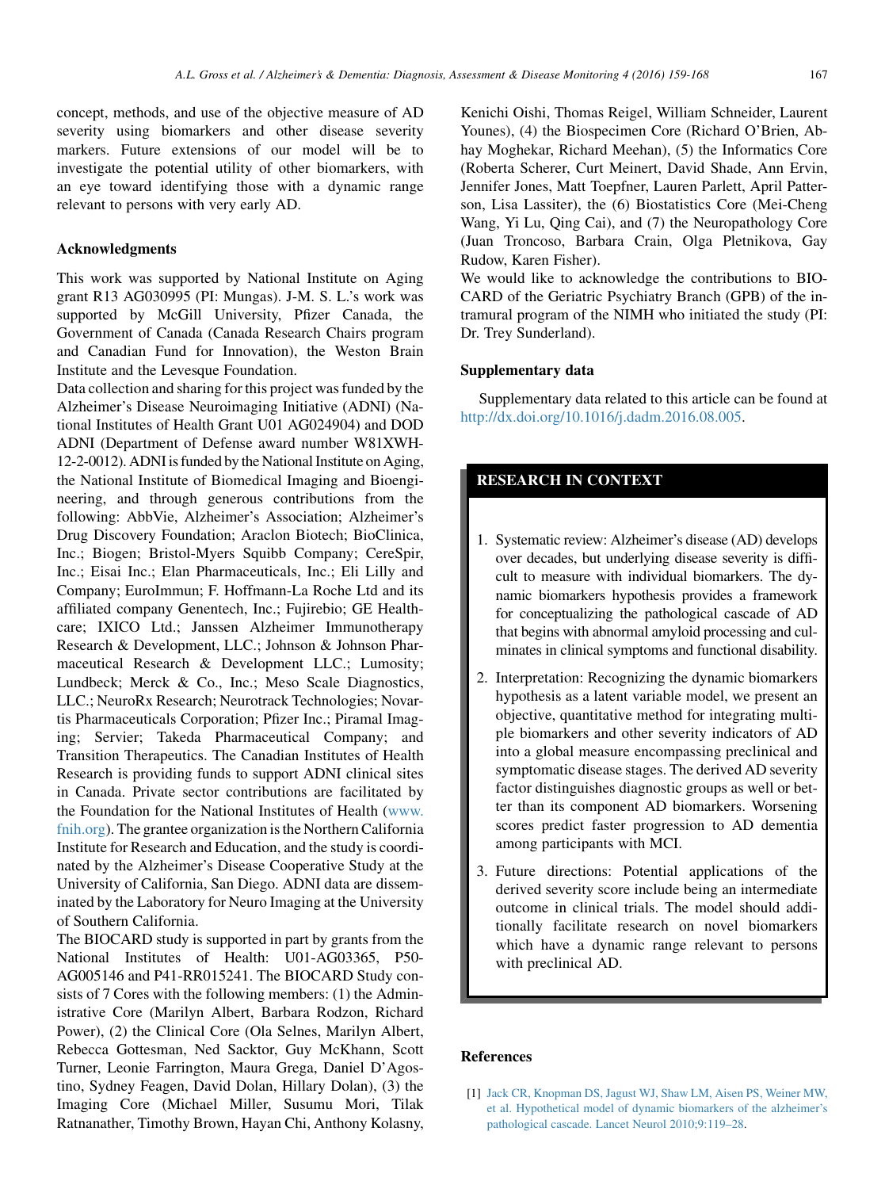concept, methods, and use of the objective measure of AD severity using biomarkers and other disease severity markers. Future extensions of our model will be to investigate the potential utility of other biomarkers, with an eye toward identifying those with a dynamic range relevant to persons with very early AD.

## Acknowledgments

This work was supported by National Institute on Aging grant R13 AG030995 (PI: Mungas). J-M. S. L.'s work was supported by McGill University, Pfizer Canada, the Government of Canada (Canada Research Chairs program and Canadian Fund for Innovation), the Weston Brain Institute and the Levesque Foundation.

Data collection and sharing for this project was funded by the Alzheimer's Disease Neuroimaging Initiative (ADNI) (National Institutes of Health Grant U01 AG024904) and DOD ADNI (Department of Defense award number W81XWH-12-2-0012). ADNI is funded by the National Institute on Aging, the National Institute of Biomedical Imaging and Bioengineering, and through generous contributions from the following: AbbVie, Alzheimer's Association; Alzheimer's Drug Discovery Foundation; Araclon Biotech; BioClinica, Inc.; Biogen; Bristol-Myers Squibb Company; CereSpir, Inc.; Eisai Inc.; Elan Pharmaceuticals, Inc.; Eli Lilly and Company; EuroImmun; F. Hoffmann-La Roche Ltd and its affiliated company Genentech, Inc.; Fujirebio; GE Healthcare; IXICO Ltd.; Janssen Alzheimer Immunotherapy Research & Development, LLC.; Johnson & Johnson Pharmaceutical Research & Development LLC.; Lumosity; Lundbeck; Merck & Co., Inc.; Meso Scale Diagnostics, LLC.; NeuroRx Research; Neurotrack Technologies; Novartis Pharmaceuticals Corporation; Pfizer Inc.; Piramal Imaging; Servier; Takeda Pharmaceutical Company; and Transition Therapeutics. The Canadian Institutes of Health Research is providing funds to support ADNI clinical sites in Canada. Private sector contributions are facilitated by the Foundation for the National Institutes of Health (www.fnih.org). The grantee organization is the Northern California Institute for Research and Education, and the study is coordinated by the Alzheimer's Disease Cooperative Study at the University of California, San Diego. ADNI data are disseminated by the Laboratory for Neuro Imaging at the University of Southern California.

The BIOCARD study is supported in part by grants from the National Institutes of Health: U01-AG03365, P50-AG005146 and P41-RR015241. The BIOCARD Study consists of 7 Cores with the following members: (1) the Administrative Core (Marilyn Albert, Barbara Rodzon, Richard Power), (2) the Clinical Core (Ola Selnes, Marilyn Albert, Rebecca Gottesman, Ned Sacktor, Guy McKhann, Scott Turner, Leonie Farrington, Maura Grega, Daniel D'Agostino, Sydney Feagen, David Dolan, Hillary Dolan), (3) the Imaging Core (Michael Miller, Susumu Mori, Tilak Ratnanather, Timothy Brown, Hayan Chi, Anthony Kolasny, Kenichi Oishi, Thomas Reigel, William Schneider, Laurent Younes), (4) the Biospecimen Core (Richard O'Brien, Abhay Moghekar, Richard Meehan), (5) the Informatics Core (Roberta Scherer, Curt Meinert, David Shade, Ann Ervin, Jennifer Jones, Matt Toepfner, Lauren Parlett, April Patterson, Lisa Lassiter), the (6) Biostatistics Core (Mei-Cheng Wang, Yi Lu, Qing Cai), and (7) the Neuropathology Core (Juan Troncoso, Barbara Crain, Olga Pletnikova, Gay Rudow, Karen Fisher).

We would like to acknowledge the contributions to BIOCARD of the Geriatric Psychiatry Branch (GPB) of the intramural program of the NIMH who initiated the study (PI: Dr. Trey Sunderland).

## Supplementary data

Supplementary data related to this article can be found at http://dx.doi.org/10.1016/j.dadm.2016.08.005.

## RESEARCH IN CONTEXT

1. Systematic review: Alzheimer's disease (AD) develops over decades, but underlying disease severity is difficult to measure with individual biomarkers. The dynamic biomarkers hypothesis provides a framework for conceptualizing the pathological cascade of AD that begins with abnormal amyloid processing and culminates in clinical symptoms and functional disability.
2. Interpretation: Recognizing the dynamic biomarkers hypothesis as a latent variable model, we present an objective, quantitative method for integrating multiple biomarkers and other severity indicators of AD into a global measure encompassing preclinical and symptomatic disease stages. The derived AD severity factor distinguishes diagnostic groups as well or better than its component AD biomarkers. Worsening scores predict faster progression to AD dementia among participants with MCI.
3. Future directions: Potential applications of the derived severity score include being an intermediate outcome in clinical trials. The model should additionally facilitate research on novel biomarkers which have a dynamic range relevant to persons with preclinical AD.

## References

[1] Jack CR, Knopman DS, Jagust WJ, Shaw LM, Aisen PS, Weiner MW, et al. Hypothetical model of dynamic biomarkers of the alzheimer's pathological cascade. Lancet Neurol 2010;9:119–28.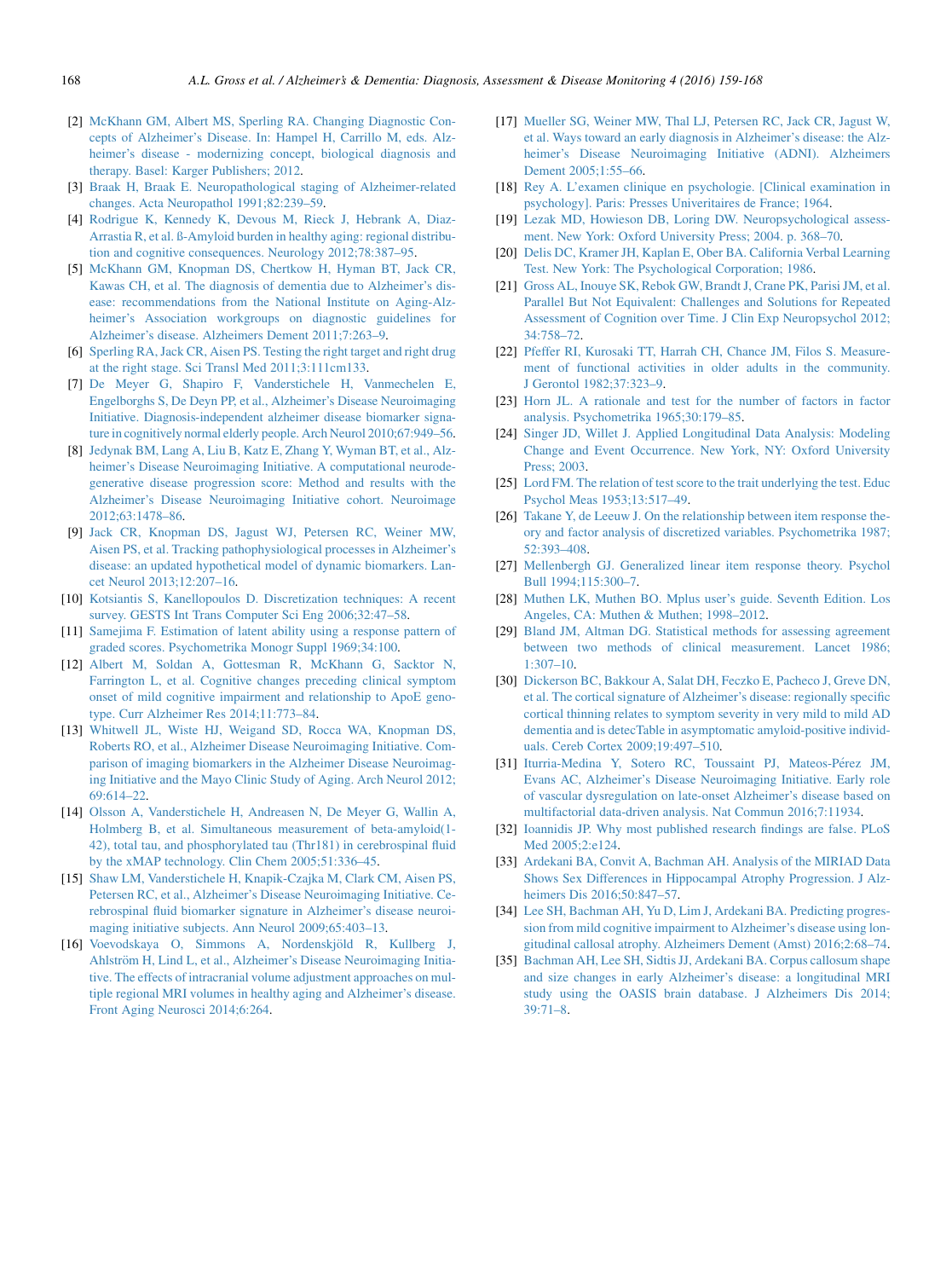[2] McKhann GM, Albert MS, Sperling RA. Changing Diagnostic Concepts of Alzheimer's Disease. In: Hampel H, Carrillo M, eds. Alzheimer's disease - modernizing concept, biological diagnosis and therapy. Basel: Karger Publishers; 2012.

[3] Braak H, Braak E. Neuropathological staging of Alzheimer-related changes. Acta Neuropathol 1991;82:239–59.

[4] Rodrigue K, Kennedy K, Devous M, Rieck J, Hebrank A, Diaz-Arrastia R, et al. ß-Amyloid burden in healthy aging: regional distribution and cognitive consequences. Neurology 2012;78:387–95.

[5] McKhann GM, Knopman DS, Chertkow H, Hyman BT, Jack CR, Kawas CH, et al. The diagnosis of dementia due to Alzheimer's disease: recommendations from the National Institute on Aging-Alzheimer's Association workgroups on diagnostic guidelines for Alzheimer's disease. Alzheimers Dement 2011;7:263–9.

[6] Sperling RA, Jack CR, Aisen PS. Testing the right target and right drug at the right stage. Sci Transl Med 2011;3:111cm133.

[7] De Meyer G, Shapiro F, Vanderstichele H, Vanmechelen E, Engelborghs S, De Deyn PP, et al., Alzheimer's Disease Neuroimaging Initiative. Diagnosis-independent alzheimer disease biomarker signature in cognitively normal elderly people. Arch Neurol 2010;67:949–56.

[8] Jedynak BM, Lang A, Liu B, Katz E, Zhang Y, Wyman BT, et al., Alzheimer's Disease Neuroimaging Initiative. A computational neurodegenerative disease progression score: Method and results with the Alzheimer's Disease Neuroimaging Initiative cohort. Neuroimage 2012;63:1478–86.

[9] Jack CR, Knopman DS, Jagust WJ, Petersen RC, Weiner MW, Aisen PS, et al. Tracking pathophysiological processes in Alzheimer's disease: an updated hypothetical model of dynamic biomarkers. Lancet Neurol 2013;12:207–16.

[10] Kotsiantis S, Kanellopoulos D. Discretization techniques: A recent survey. GESTS Int Trans Computer Sci Eng 2006;32:47–58.

[11] Samejima F. Estimation of latent ability using a response pattern of graded scores. Psychometrika Monogr Suppl 1969;34:100.

[12] Albert M, Soldan A, Gottesman R, McKhann G, Sacktor N, Farrington L, et al. Cognitive changes preceding clinical symptom onset of mild cognitive impairment and relationship to ApoE genotype. Curr Alzheimer Res 2014;11:773–84.

[13] Whitwell JL, Wiste HJ, Weigand SD, Rocca WA, Knopman DS, Roberts RO, et al., Alzheimer Disease Neuroimaging Initiative. Comparison of imaging biomarkers in the Alzheimer Disease Neuroimaging Initiative and the Mayo Clinic Study of Aging. Arch Neurol 2012;69:614–22.

[14] Olsson A, Vanderstichele H, Andreasen N, De Meyer G, Wallin A, Holmberg B, et al. Simultaneous measurement of beta-amyloid(1-42), total tau, and phosphorylated tau (Thr181) in cerebrospinal fluid by the xMAP technology. Clin Chem 2005;51:336–45.

[15] Shaw LM, Vanderstichele H, Knapik-Czajka M, Clark CM, Aisen PS, Petersen RC, et al., Alzheimer's Disease Neuroimaging Initiative. Cerebrospinal fluid biomarker signature in Alzheimer's disease neuroimaging initiative subjects. Ann Neurol 2009;65:403–13.

[16] Voevodskaya O, Simmons A, Nordenskjöld R, Kullberg J, Ahlström H, Lind L, et al., Alzheimer's Disease Neuroimaging Initiative. The effects of intracranial volume adjustment approaches on multiple regional MRI volumes in healthy aging and Alzheimer's disease. Front Aging Neurosci 2014;6:264.

[17] Mueller SG, Weiner MW, Thal LJ, Petersen RC, Jack CR, Jagust W, et al. Ways toward an early diagnosis in Alzheimer's disease: the Alzheimer's Disease Neuroimaging Initiative (ADNI). Alzheimers Dement 2005;1:55–66.

[18] Rey A. L'examen clinique en psychologie. [Clinical examination in psychology]. Paris: Presses Univeritaires de France; 1964.

[19] Lezak MD, Howieson DB, Loring DW. Neuropsychological assessment. New York: Oxford University Press; 2004. p. 368–70.

[20] Delis DC, Kramer JH, Kaplan E, Ober BA. California Verbal Learning Test. New York: The Psychological Corporation; 1986.

[21] Gross AL, Inouye SK, Rebok GW, Brandt J, Crane PK, Parisi JM, et al. Parallel But Not Equivalent: Challenges and Solutions for Repeated Assessment of Cognition over Time. J Clin Exp Neuropsychol 2012;34:758–72.

[22] Pfeffer RI, Kurosaki TT, Harrah CH, Chance JM, Filos S. Measurement of functional activities in older adults in the community. J Gerontol 1982;37:323–9.

[23] Horn JL. A rationale and test for the number of factors in factor analysis. Psychometrika 1965;30:179–85.

[24] Singer JD, Willet J. Applied Longitudinal Data Analysis: Modeling Change and Event Occurrence. New York, NY: Oxford University Press; 2003.

[25] Lord FM. The relation of test score to the trait underlying the test. Educ Psychol Meas 1953;13:517–49.

[26] Takane Y, de Leeuw J. On the relationship between item response theory and factor analysis of discretized variables. Psychometrika 1987;52:393–408.

[27] Mellenbergh GJ. Generalized linear item response theory. Psychol Bull 1994;115:300–7.

[28] Muthen LK, Muthen BO. Mplus user's guide. Seventh Edition. Los Angeles, CA: Muthen & Muthen; 1998–2012.

[29] Bland JM, Altman DG. Statistical methods for assessing agreement between two methods of clinical measurement. Lancet 1986;1:307–10.

[30] Dickerson BC, Bakkour A, Salat DH, Feczko E, Pacheco J, Greve DN, et al. The cortical signature of Alzheimer's disease: regionally specific cortical thinning relates to symptom severity in very mild to mild AD dementia and is detecTable in asymptomatic amyloid-positive individuals. Cereb Cortex 2009;19:497–510.

[31] Iturria-Medina Y, Sotero RC, Toussaint PJ, Mateos-Pérez JM, Evans AC, Alzheimer's Disease Neuroimaging Initiative. Early role of vascular dysregulation on late-onset Alzheimer's disease based on multifactorial data-driven analysis. Nat Commun 2016;7:11934.

[32] Ioannidis JP. Why most published research findings are false. PLoS Med 2005;2:e124.

[33] Ardekani BA, Convit A, Bachman AH. Analysis of the MIRIAD Data Shows Sex Differences in Hippocampal Atrophy Progression. J Alzheimers Dis 2016;50:847–57.

[34] Lee SH, Bachman AH, Yu D, Lim J, Ardekani BA. Predicting progression from mild cognitive impairment to Alzheimer's disease using longitudinal callosal atrophy. Alzheimers Dement (Amst) 2016;2:68–74.

[35] Bachman AH, Lee SH, Sidtis JJ, Ardekani BA. Corpus callosum shape and size changes in early Alzheimer's disease: a longitudinal MRI study using the OASIS brain database. J Alzheimers Dis 2014;39:71–8.